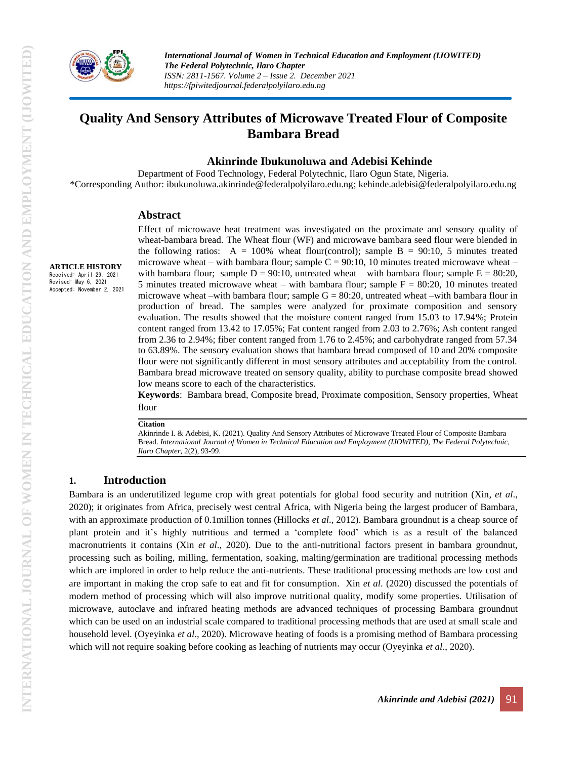# Quality And Sensory Attributes of Microwave Treated Flour of Composite Bambara Bread

**Akinrinde Ibukunoluwa and Adebisi Kehinde**

Department of Food Technology, Federal Polytechnic, Ilaro Ogun State, Nigeria.
*Corresponding Author: ibukunoluwa.akinrinde@federalpolyilaro.edu.ng; kehinde.adebisi@federalpolyilaro.edu.ng

**ARTICLE HISTORY**
Received: April 29, 2021
Revised: May 6, 2021
Accepted: November 2, 2021

## Abstract

Effect of microwave heat treatment was investigated on the proximate and sensory quality of wheat-bambara bread. The Wheat flour (WF) and microwave bambara seed flour were blended in the following ratios: A = 100% wheat flour(control); sample B = 90:10, 5 minutes treated microwave wheat – with bambara flour; sample C = 90:10, 10 minutes treated microwave wheat – with bambara flour; sample D = 90:10, untreated wheat – with bambara flour; sample E = 80:20, 5 minutes treated microwave wheat – with bambara flour; sample F = 80:20, 10 minutes treated microwave wheat –with bambara flour; sample G = 80:20, untreated wheat –with bambara flour in production of bread. The samples were analyzed for proximate composition and sensory evaluation. The results showed that the moisture content ranged from 15.03 to 17.94%; Protein content ranged from 13.42 to 17.05%; Fat content ranged from 2.03 to 2.76%; Ash content ranged from 2.36 to 2.94%; fiber content ranged from 1.76 to 2.45%; and carbohydrate ranged from 57.34 to 63.89%. The sensory evaluation shows that bambara bread composed of 10 and 20% composite flour were not significantly different in most sensory attributes and acceptability from the control. Bambara bread microwave treated on sensory quality, ability to purchase composite bread showed low means score to each of the characteristics.

**Keywords**: Bambara bread, Composite bread, Proximate composition, Sensory properties, Wheat flour

**Citation**
Akinrinde I. & Adebisi, K. (2021). Quality And Sensory Attributes of Microwave Treated Flour of Composite Bambara Bread. *International Journal of Women in Technical Education and Employment (IJOWITED), The Federal Polytechnic, Ilaro Chapter*, 2(2), 93-99.

## 1. Introduction

Bambara is an underutilized legume crop with great potentials for global food security and nutrition (Xin, *et al*., 2020); it originates from Africa, precisely west central Africa, with Nigeria being the largest producer of Bambara, with an approximate production of 0.1million tonnes (Hillocks *et al*., 2012). Bambara groundnut is a cheap source of plant protein and it's highly nutritious and termed a 'complete food' which is as a result of the balanced macronutrients it contains (Xin *et al*., 2020). Due to the anti-nutritional factors present in bambara groundnut, processing such as boiling, milling, fermentation, soaking, malting/germination are traditional processing methods which are implored in order to help reduce the anti-nutrients. These traditional processing methods are low cost and are important in making the crop safe to eat and fit for consumption. Xin *et al*. (2020) discussed the potentials of modern method of processing which will also improve nutritional quality, modify some properties. Utilisation of microwave, autoclave and infrared heating methods are advanced techniques of processing Bambara groundnut which can be used on an industrial scale compared to traditional processing methods that are used at small scale and household level. (Oyeyinka *et al*., 2020). Microwave heating of foods is a promising method of Bambara processing which will not require soaking before cooking as leaching of nutrients may occur (Oyeyinka *et al*., 2020).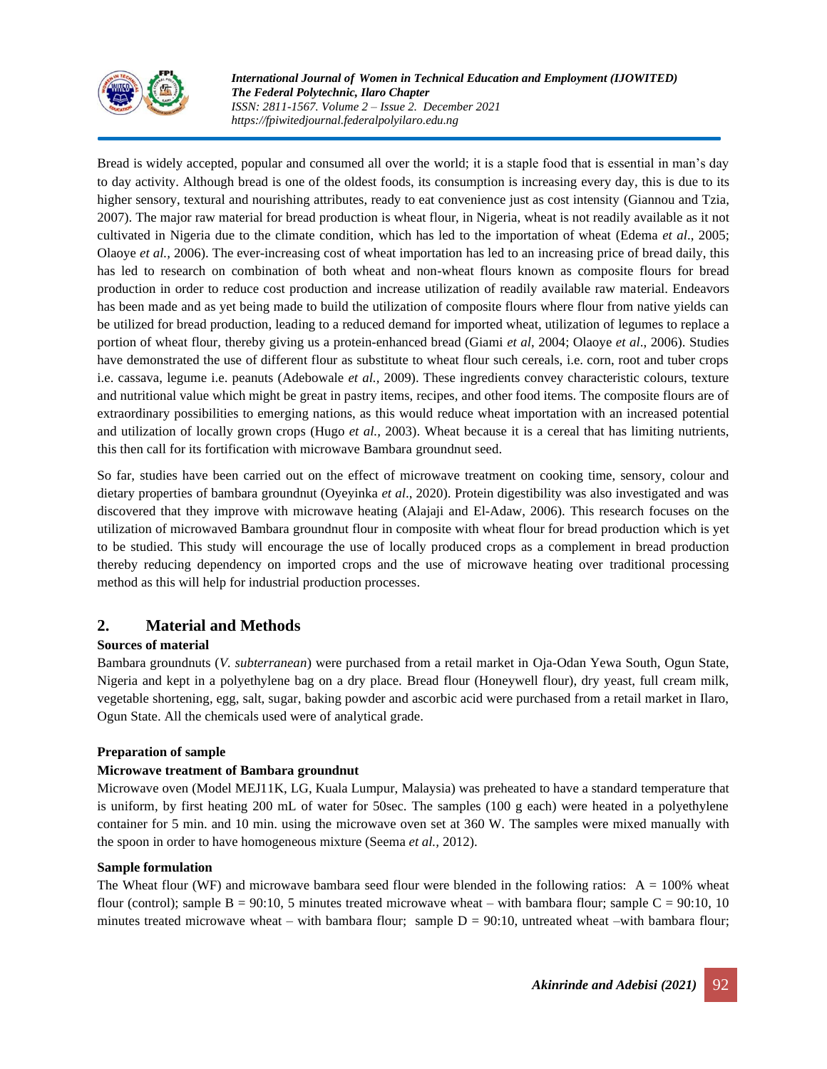Bread is widely accepted, popular and consumed all over the world; it is a staple food that is essential in man's day to day activity. Although bread is one of the oldest foods, its consumption is increasing every day, this is due to its higher sensory, textural and nourishing attributes, ready to eat convenience just as cost intensity (Giannou and Tzia, 2007). The major raw material for bread production is wheat flour, in Nigeria, wheat is not readily available as it not cultivated in Nigeria due to the climate condition, which has led to the importation of wheat (Edema *et al*., 2005; Olaoye *et al.,* 2006). The ever-increasing cost of wheat importation has led to an increasing price of bread daily, this has led to research on combination of both wheat and non-wheat flours known as composite flours for bread production in order to reduce cost production and increase utilization of readily available raw material. Endeavors has been made and as yet being made to build the utilization of composite flours where flour from native yields can be utilized for bread production, leading to a reduced demand for imported wheat, utilization of legumes to replace a portion of wheat flour, thereby giving us a protein-enhanced bread (Giami *et al*, 2004; Olaoye *et al*., 2006). Studies have demonstrated the use of different flour as substitute to wheat flour such cereals, i.e. corn, root and tuber crops i.e. cassava, legume i.e. peanuts (Adebowale *et al.,* 2009). These ingredients convey characteristic colours, texture and nutritional value which might be great in pastry items, recipes, and other food items. The composite flours are of extraordinary possibilities to emerging nations, as this would reduce wheat importation with an increased potential and utilization of locally grown crops (Hugo *et al.,* 2003). Wheat because it is a cereal that has limiting nutrients, this then call for its fortification with microwave Bambara groundnut seed.

So far, studies have been carried out on the effect of microwave treatment on cooking time, sensory, colour and dietary properties of bambara groundnut (Oyeyinka *et al*., 2020). Protein digestibility was also investigated and was discovered that they improve with microwave heating (Alajaji and El-Adaw, 2006). This research focuses on the utilization of microwaved Bambara groundnut flour in composite with wheat flour for bread production which is yet to be studied. This study will encourage the use of locally produced crops as a complement in bread production thereby reducing dependency on imported crops and the use of microwave heating over traditional processing method as this will help for industrial production processes.

## 2. Material and Methods

**Sources of material**

Bambara groundnuts (*V. subterranean*) were purchased from a retail market in Oja-Odan Yewa South, Ogun State, Nigeria and kept in a polyethylene bag on a dry place. Bread flour (Honeywell flour), dry yeast, full cream milk, vegetable shortening, egg, salt, sugar, baking powder and ascorbic acid were purchased from a retail market in Ilaro, Ogun State. All the chemicals used were of analytical grade.

**Preparation of sample**

**Microwave treatment of Bambara groundnut**

Microwave oven (Model MEJ11K, LG, Kuala Lumpur, Malaysia) was preheated to have a standard temperature that is uniform, by first heating 200 mL of water for 50sec. The samples (100 g each) were heated in a polyethylene container for 5 min. and 10 min. using the microwave oven set at 360 W. The samples were mixed manually with the spoon in order to have homogeneous mixture (Seema *et al.,* 2012).

**Sample formulation**

The Wheat flour (WF) and microwave bambara seed flour were blended in the following ratios: A = 100% wheat flour (control); sample B = 90:10, 5 minutes treated microwave wheat – with bambara flour; sample C = 90:10, 10 minutes treated microwave wheat – with bambara flour; sample D = 90:10, untreated wheat –with bambara flour;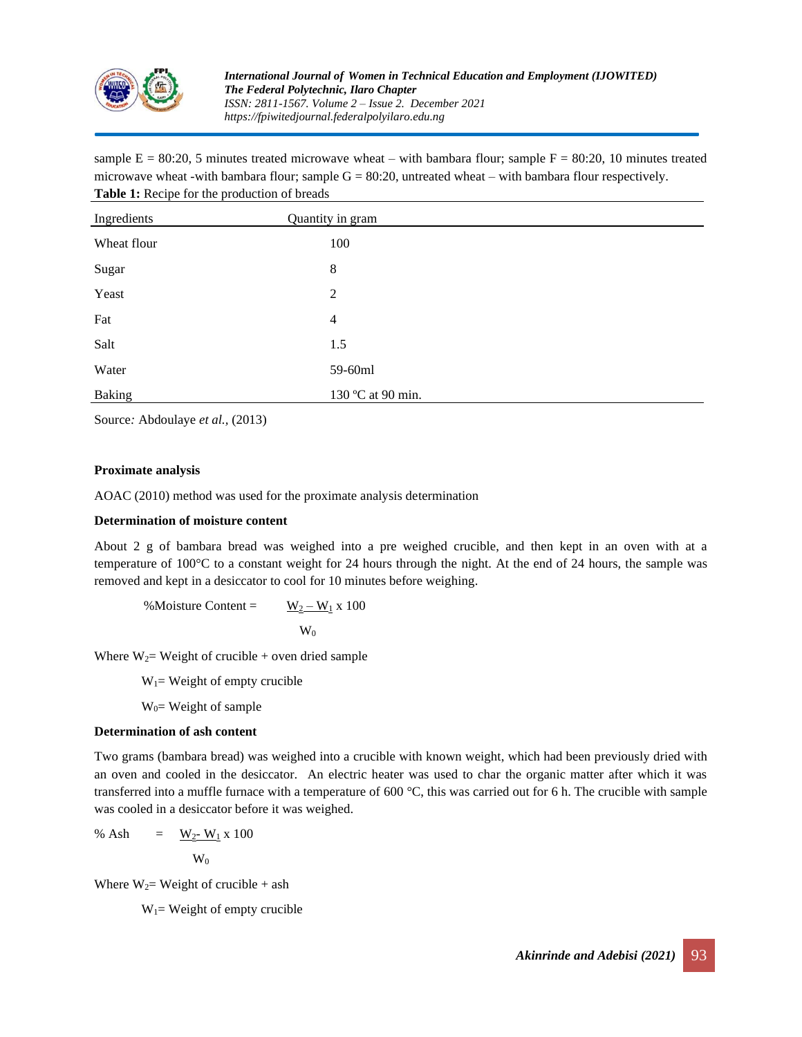sample E = 80:20, 5 minutes treated microwave wheat – with bambara flour; sample F = 80:20, 10 minutes treated microwave wheat -with bambara flour; sample G = 80:20, untreated wheat – with bambara flour respectively.

**Table 1:** Recipe for the production of breads

| Ingredients | Quantity in gram |
|---|---|
| Wheat flour | 100 |
| Sugar | 8 |
| Yeast | 2 |
| Fat | 4 |
| Salt | 1.5 |
| Water | 59-60ml |
| Baking | 130 ºC at 90 min. |

Source*:* Abdoulaye *et al.,* (2013)

**Proximate analysis**

AOAC (2010) method was used for the proximate analysis determination

**Determination of moisture content**

About 2 g of bambara bread was weighed into a pre weighed crucible, and then kept in an oven with at a temperature of 100°C to a constant weight for 24 hours through the night. At the end of 24 hours, the sample was removed and kept in a desiccator to cool for 10 minutes before weighing.

$$\%\text{Moisture Content} = \frac{W_2 - W_1}{W_0} \times 100$$

Where $W_2$= Weight of crucible + oven dried sample

$W_1$= Weight of empty crucible

$W_0$= Weight of sample

**Determination of ash content**

Two grams (bambara bread) was weighed into a crucible with known weight, which had been previously dried with an oven and cooled in the desiccator. An electric heater was used to char the organic matter after which it was transferred into a muffle furnace with a temperature of 600 °C, this was carried out for 6 h. The crucible with sample was cooled in a desiccator before it was weighed.

$$\%\text{ Ash} = \frac{W_2 - W_1}{W_0} \times 100$$

Where $W_2$= Weight of crucible + ash

$W_1$= Weight of empty crucible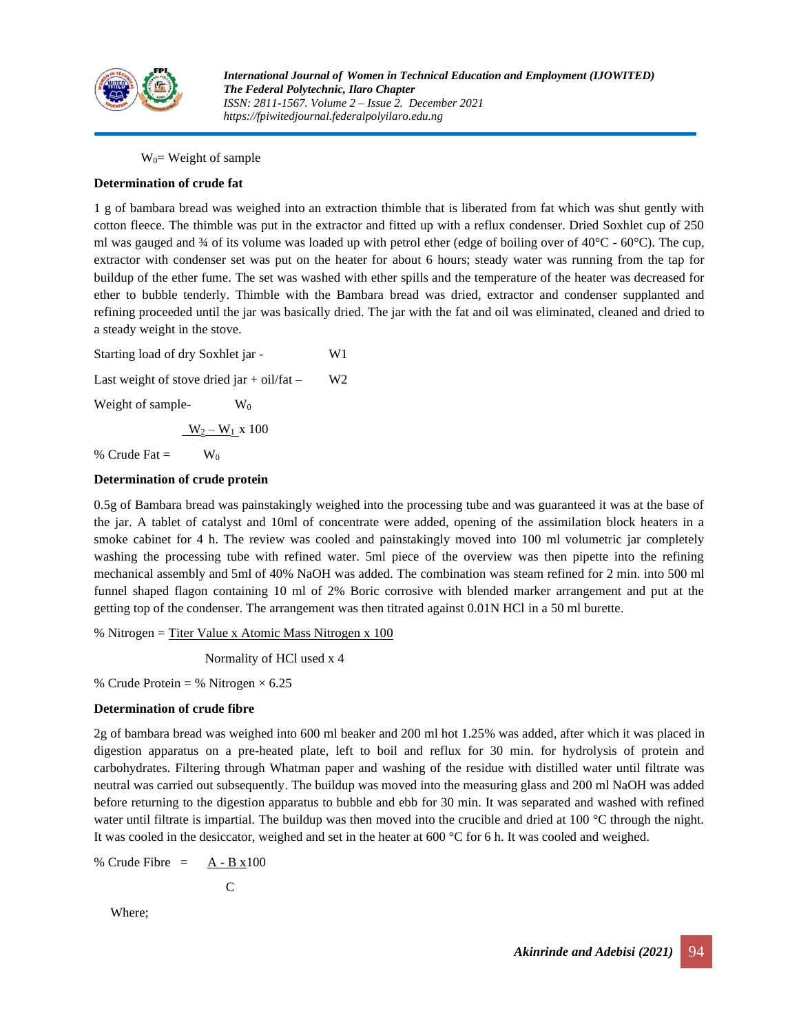$W_0$= Weight of sample

**Determination of crude fat**

1 g of bambara bread was weighed into an extraction thimble that is liberated from fat which was shut gently with cotton fleece. The thimble was put in the extractor and fitted up with a reflux condenser. Dried Soxhlet cup of 250 ml was gauged and ¾ of its volume was loaded up with petrol ether (edge of boiling over of 40°C - 60°C). The cup, extractor with condenser set was put on the heater for about 6 hours; steady water was running from the tap for buildup of the ether fume. The set was washed with ether spills and the temperature of the heater was decreased for ether to bubble tenderly. Thimble with the Bambara bread was dried, extractor and condenser supplanted and refining proceeded until the jar was basically dried. The jar with the fat and oil was eliminated, cleaned and dried to a steady weight in the stove.

Starting load of dry Soxhlet jar - $W1$

Last weight of stove dried jar + oil/fat – $W2$

Weight of sample- $W_0$

$$\% \text{ Crude Fat} = \frac{W_2 - W_1 \times 100}{W_0}$$

**Determination of crude protein**

0.5g of Bambara bread was painstakingly weighed into the processing tube and was guaranteed it was at the base of the jar. A tablet of catalyst and 10ml of concentrate were added, opening of the assimilation block heaters in a smoke cabinet for 4 h. The review was cooled and painstakingly moved into 100 ml volumetric jar completely washing the processing tube with refined water. 5ml piece of the overview was then pipette into the refining mechanical assembly and 5ml of 40% NaOH was added. The combination was steam refined for 2 min. into 500 ml funnel shaped flagon containing 10 ml of 2% Boric corrosive with blended marker arrangement and put at the getting top of the condenser. The arrangement was then titrated against 0.01N HCl in a 50 ml burette.

$$\% \text{ Nitrogen} = \frac{\text{Titer Value x Atomic Mass Nitrogen x 100}}{\text{Normality of HCl used x 4}}$$

$$\% \text{ Crude Protein} = \% \text{ Nitrogen} \times 6.25$$

**Determination of crude fibre**

2g of bambara bread was weighed into 600 ml beaker and 200 ml hot 1.25% was added, after which it was placed in digestion apparatus on a pre-heated plate, left to boil and reflux for 30 min. for hydrolysis of protein and carbohydrates. Filtering through Whatman paper and washing of the residue with distilled water until filtrate was neutral was carried out subsequently. The buildup was moved into the measuring glass and 200 ml NaOH was added before returning to the digestion apparatus to bubble and ebb for 30 min. It was separated and washed with refined water until filtrate is impartial. The buildup was then moved into the crucible and dried at 100 °C through the night. It was cooled in the desiccator, weighed and set in the heater at 600 °C for 6 h. It was cooled and weighed.

$$\% \text{ Crude Fibre} = \frac{A - B \times 100}{C}$$

Where;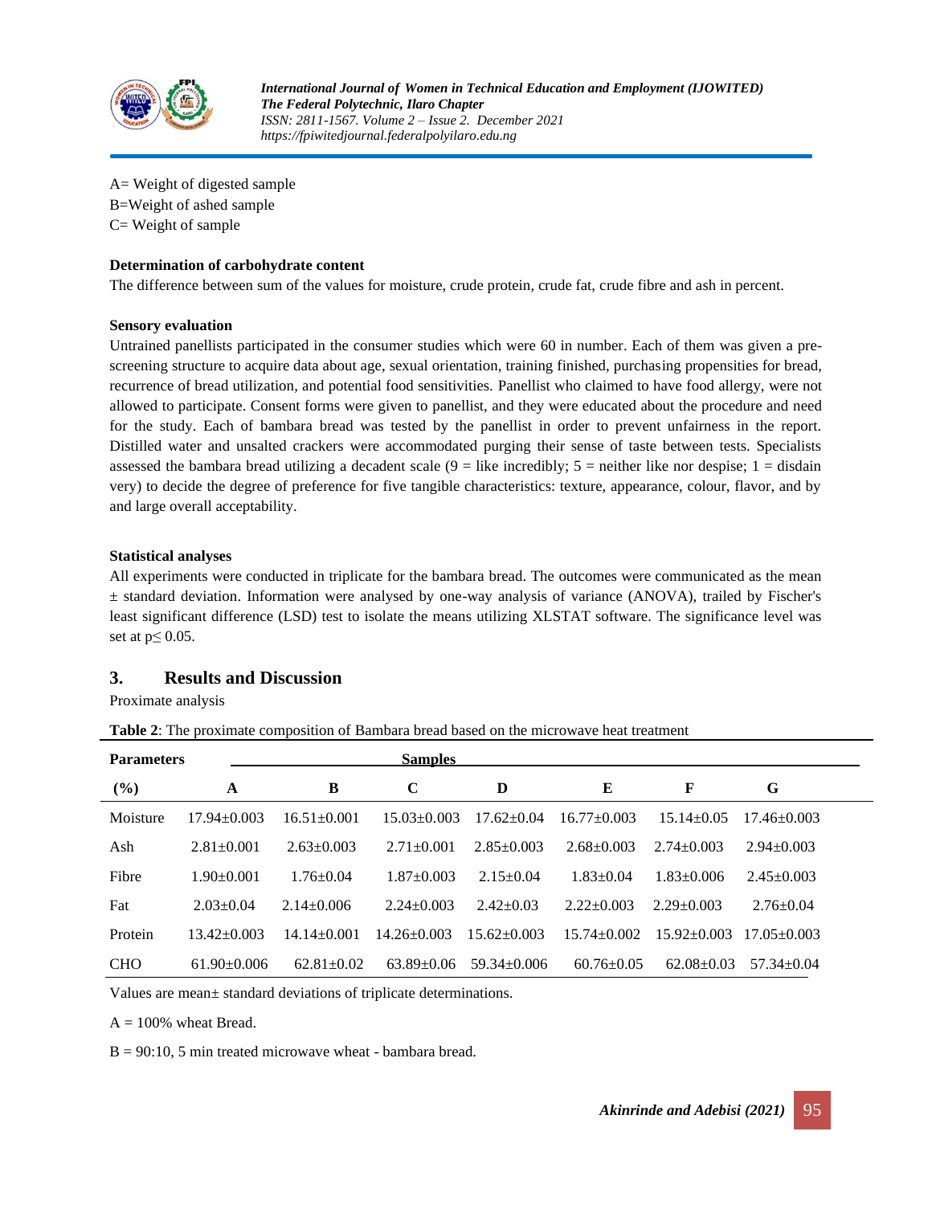A= Weight of digested sample
B=Weight of ashed sample
C= Weight of sample

**Determination of carbohydrate content**

The difference between sum of the values for moisture, crude protein, crude fat, crude fibre and ash in percent.

**Sensory evaluation**

Untrained panellists participated in the consumer studies which were 60 in number. Each of them was given a pre-screening structure to acquire data about age, sexual orientation, training finished, purchasing propensities for bread, recurrence of bread utilization, and potential food sensitivities. Panellist who claimed to have food allergy, were not allowed to participate. Consent forms were given to panellist, and they were educated about the procedure and need for the study. Each of bambara bread was tested by the panellist in order to prevent unfairness in the report. Distilled water and unsalted crackers were accommodated purging their sense of taste between tests. Specialists assessed the bambara bread utilizing a decadent scale (9 = like incredibly; 5 = neither like nor despise; 1 = disdain very) to decide the degree of preference for five tangible characteristics: texture, appearance, colour, flavor, and by and large overall acceptability.

**Statistical analyses**

All experiments were conducted in triplicate for the bambara bread. The outcomes were communicated as the mean ± standard deviation. Information were analysed by one-way analysis of variance (ANOVA), trailed by Fischer's least significant difference (LSD) test to isolate the means utilizing XLSTAT software. The significance level was set at $p \leq 0.05$.

## 3. Results and Discussion

Proximate analysis

**Table 2**: The proximate composition of Bambara bread based on the microwave heat treatment

| **Parameters** | **Samples** | | | | | | |
|---|---|---|---|---|---|---|---|
| **(%)** | **A** | **B** | **C** | **D** | **E** | **F** | **G** |
| Moisture | 17.94±0.003 | 16.51±0.001 | 15.03±0.003 | 17.62±0.04 | 16.77±0.003 | 15.14±0.05 | 17.46±0.003 |
| Ash | 2.81±0.001 | 2.63±0.003 | 2.71±0.001 | 2.85±0.003 | 2.68±0.003 | 2.74±0.003 | 2.94±0.003 |
| Fibre | 1.90±0.001 | 1.76±0.04 | 1.87±0.003 | 2.15±0.04 | 1.83±0.04 | 1.83±0.006 | 2.45±0.003 |
| Fat | 2.03±0.04 | 2.14±0.006 | 2.24±0.003 | 2.42±0.03 | 2.22±0.003 | 2.29±0.003 | 2.76±0.04 |
| Protein | 13.42±0.003 | 14.14±0.001 | 14.26±0.003 | 15.62±0.003 | 15.74±0.002 | 15.92±0.003 | 17.05±0.003 |
| CHO | 61.90±0.006 | 62.81±0.02 | 63.89±0.06 | 59.34±0.006 | 60.76±0.05 | 62.08±0.03 | 57.34±0.04 |

Values are mean± standard deviations of triplicate determinations.

A = 100% wheat Bread.

B = 90:10, 5 min treated microwave wheat - bambara bread.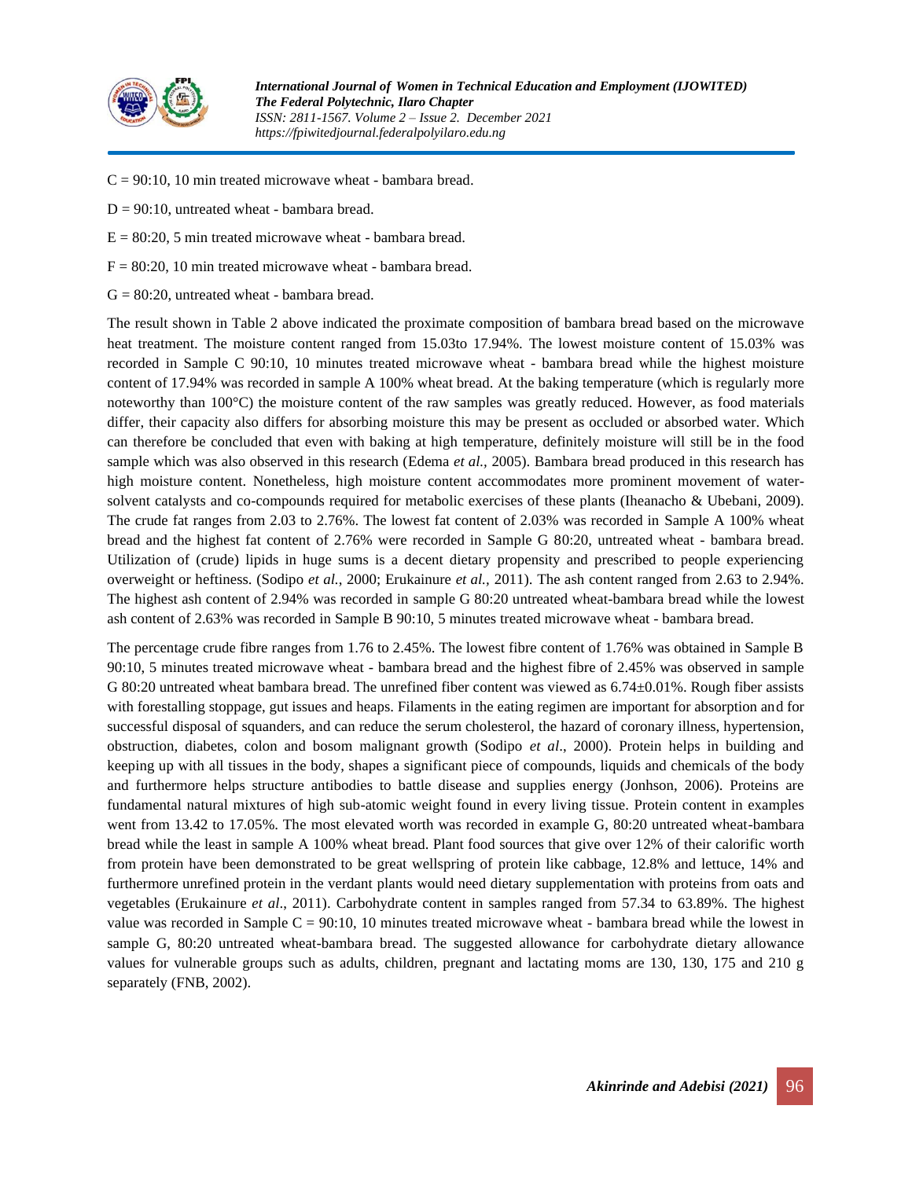C = 90:10, 10 min treated microwave wheat - bambara bread.

D = 90:10, untreated wheat - bambara bread.

E = 80:20, 5 min treated microwave wheat - bambara bread.

F = 80:20, 10 min treated microwave wheat - bambara bread.

G = 80:20, untreated wheat - bambara bread.

The result shown in Table 2 above indicated the proximate composition of bambara bread based on the microwave heat treatment. The moisture content ranged from 15.03to 17.94%. The lowest moisture content of 15.03% was recorded in Sample C 90:10, 10 minutes treated microwave wheat - bambara bread while the highest moisture content of 17.94% was recorded in sample A 100% wheat bread. At the baking temperature (which is regularly more noteworthy than 100°C) the moisture content of the raw samples was greatly reduced. However, as food materials differ, their capacity also differs for absorbing moisture this may be present as occluded or absorbed water. Which can therefore be concluded that even with baking at high temperature, definitely moisture will still be in the food sample which was also observed in this research (Edema *et al.,* 2005). Bambara bread produced in this research has high moisture content. Nonetheless, high moisture content accommodates more prominent movement of water-solvent catalysts and co-compounds required for metabolic exercises of these plants (Iheanacho & Ubebani, 2009). The crude fat ranges from 2.03 to 2.76%. The lowest fat content of 2.03% was recorded in Sample A 100% wheat bread and the highest fat content of 2.76% were recorded in Sample G 80:20, untreated wheat - bambara bread. Utilization of (crude) lipids in huge sums is a decent dietary propensity and prescribed to people experiencing overweight or heftiness. (Sodipo *et al.,* 2000; Erukainure *et al.,* 2011). The ash content ranged from 2.63 to 2.94%. The highest ash content of 2.94% was recorded in sample G 80:20 untreated wheat-bambara bread while the lowest ash content of 2.63% was recorded in Sample B 90:10, 5 minutes treated microwave wheat - bambara bread.

The percentage crude fibre ranges from 1.76 to 2.45%. The lowest fibre content of 1.76% was obtained in Sample B 90:10, 5 minutes treated microwave wheat - bambara bread and the highest fibre of 2.45% was observed in sample G 80:20 untreated wheat bambara bread. The unrefined fiber content was viewed as 6.74±0.01%. Rough fiber assists with forestalling stoppage, gut issues and heaps. Filaments in the eating regimen are important for absorption and for successful disposal of squanders, and can reduce the serum cholesterol, the hazard of coronary illness, hypertension, obstruction, diabetes, colon and bosom malignant growth (Sodipo *et al*., 2000). Protein helps in building and keeping up with all tissues in the body, shapes a significant piece of compounds, liquids and chemicals of the body and furthermore helps structure antibodies to battle disease and supplies energy (Jonhson, 2006). Proteins are fundamental natural mixtures of high sub-atomic weight found in every living tissue. Protein content in examples went from 13.42 to 17.05%. The most elevated worth was recorded in example G, 80:20 untreated wheat-bambara bread while the least in sample A 100% wheat bread. Plant food sources that give over 12% of their calorific worth from protein have been demonstrated to be great wellspring of protein like cabbage, 12.8% and lettuce, 14% and furthermore unrefined protein in the verdant plants would need dietary supplementation with proteins from oats and vegetables (Erukainure *et al*., 2011). Carbohydrate content in samples ranged from 57.34 to 63.89%. The highest value was recorded in Sample C = 90:10, 10 minutes treated microwave wheat - bambara bread while the lowest in sample G, 80:20 untreated wheat-bambara bread. The suggested allowance for carbohydrate dietary allowance values for vulnerable groups such as adults, children, pregnant and lactating moms are 130, 130, 175 and 210 g separately (FNB, 2002).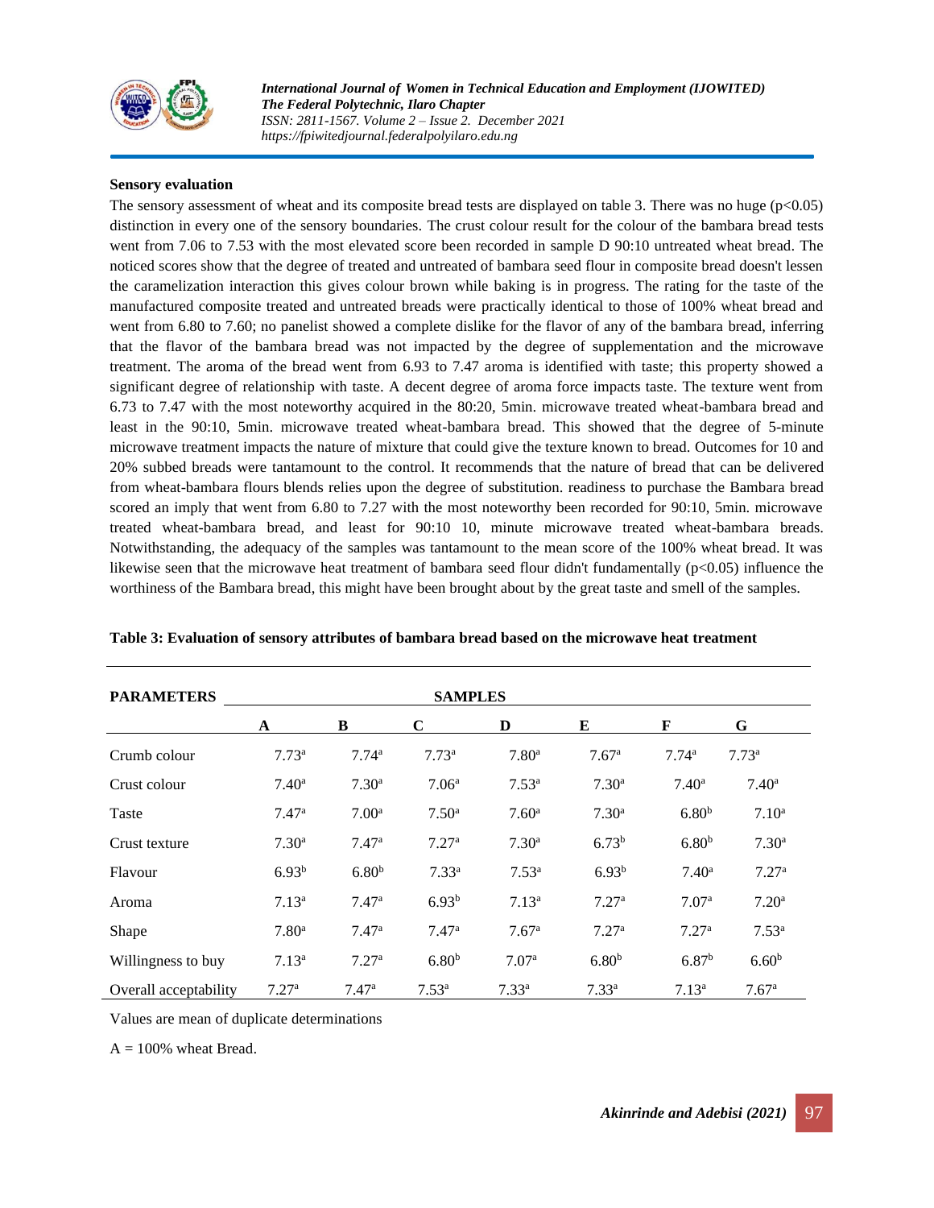**Sensory evaluation**

The sensory assessment of wheat and its composite bread tests are displayed on table 3. There was no huge ($p<0.05$) distinction in every one of the sensory boundaries. The crust colour result for the colour of the bambara bread tests went from 7.06 to 7.53 with the most elevated score been recorded in sample D 90:10 untreated wheat bread. The noticed scores show that the degree of treated and untreated of bambara seed flour in composite bread doesn't lessen the caramelization interaction this gives colour brown while baking is in progress. The rating for the taste of the manufactured composite treated and untreated breads were practically identical to those of 100% wheat bread and went from 6.80 to 7.60; no panelist showed a complete dislike for the flavor of any of the bambara bread, inferring that the flavor of the bambara bread was not impacted by the degree of supplementation and the microwave treatment. The aroma of the bread went from 6.93 to 7.47 aroma is identified with taste; this property showed a significant degree of relationship with taste. A decent degree of aroma force impacts taste. The texture went from 6.73 to 7.47 with the most noteworthy acquired in the 80:20, 5min. microwave treated wheat-bambara bread and least in the 90:10, 5min. microwave treated wheat-bambara bread. This showed that the degree of 5-minute microwave treatment impacts the nature of mixture that could give the texture known to bread. Outcomes for 10 and 20% subbed breads were tantamount to the control. It recommends that the nature of bread that can be delivered from wheat-bambara flours blends relies upon the degree of substitution. readiness to purchase the Bambara bread scored an imply that went from 6.80 to 7.27 with the most noteworthy been recorded for 90:10, 5min. microwave treated wheat-bambara bread, and least for 90:10 10, minute microwave treated wheat-bambara breads. Notwithstanding, the adequacy of the samples was tantamount to the mean score of the 100% wheat bread. It was likewise seen that the microwave heat treatment of bambara seed flour didn't fundamentally ($p<0.05$) influence the worthiness of the Bambara bread, this might have been brought about by the great taste and smell of the samples.

**Table 3: Evaluation of sensory attributes of bambara bread based on the microwave heat treatment**

| PARAMETERS | SAMPLES | | | | | | |
|---|---|---|---|---|---|---|---|
| | A | B | C | D | E | F | G |
| Crumb colour | $7.73^a$ | $7.74^a$ | $7.73^a$ | $7.80^a$ | $7.67^a$ | $7.74^a$ | $7.73^a$ |
| Crust colour | $7.40^a$ | $7.30^a$ | $7.06^a$ | $7.53^a$ | $7.30^a$ | $7.40^a$ | $7.40^a$ |
| Taste | $7.47^a$ | $7.00^a$ | $7.50^a$ | $7.60^a$ | $7.30^a$ | $6.80^b$ | $7.10^a$ |
| Crust texture | $7.30^a$ | $7.47^a$ | $7.27^a$ | $7.30^a$ | $6.73^b$ | $6.80^b$ | $7.30^a$ |
| Flavour | $6.93^b$ | $6.80^b$ | $7.33^a$ | $7.53^a$ | $6.93^b$ | $7.40^a$ | $7.27^a$ |
| Aroma | $7.13^a$ | $7.47^a$ | $6.93^b$ | $7.13^a$ | $7.27^a$ | $7.07^a$ | $7.20^a$ |
| Shape | $7.80^a$ | $7.47^a$ | $7.47^a$ | $7.67^a$ | $7.27^a$ | $7.27^a$ | $7.53^a$ |
| Willingness to buy | $7.13^a$ | $7.27^a$ | $6.80^b$ | $7.07^a$ | $6.80^b$ | $6.87^b$ | $6.60^b$ |
| Overall acceptability | $7.27^a$ | $7.47^a$ | $7.53^a$ | $7.33^a$ | $7.33^a$ | $7.13^a$ | $7.67^a$ |

Values are mean of duplicate determinations

A = 100% wheat Bread.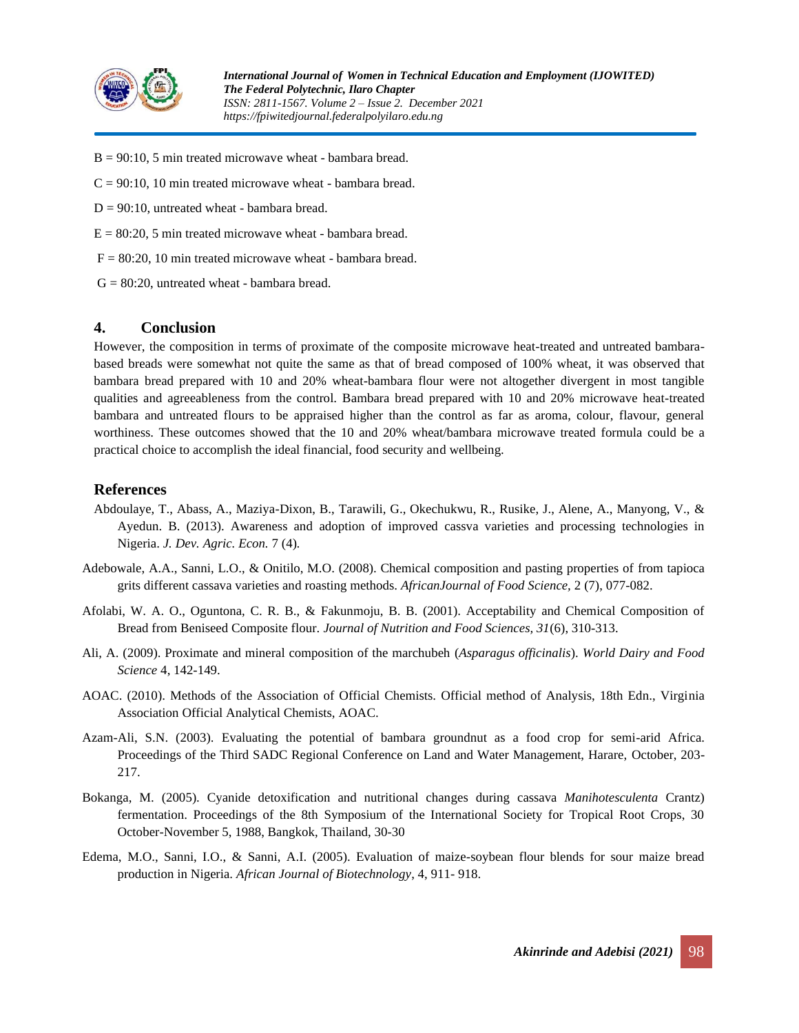B = 90:10, 5 min treated microwave wheat - bambara bread.

C = 90:10, 10 min treated microwave wheat - bambara bread.

D = 90:10, untreated wheat - bambara bread.

E = 80:20, 5 min treated microwave wheat - bambara bread.

F = 80:20, 10 min treated microwave wheat - bambara bread.

G = 80:20, untreated wheat - bambara bread.

## 4. Conclusion

However, the composition in terms of proximate of the composite microwave heat-treated and untreated bambara-based breads were somewhat not quite the same as that of bread composed of 100% wheat, it was observed that bambara bread prepared with 10 and 20% wheat-bambara flour were not altogether divergent in most tangible qualities and agreeableness from the control. Bambara bread prepared with 10 and 20% microwave heat-treated bambara and untreated flours to be appraised higher than the control as far as aroma, colour, flavour, general worthiness. These outcomes showed that the 10 and 20% wheat/bambara microwave treated formula could be a practical choice to accomplish the ideal financial, food security and wellbeing.

## References

Abdoulaye, T., Abass, A., Maziya-Dixon, B., Tarawili, G., Okechukwu, R., Rusike, J., Alene, A., Manyong, V., & Ayedun. B. (2013). Awareness and adoption of improved cassva varieties and processing technologies in Nigeria. *J. Dev. Agric. Econ.* 7 (4).

Adebowale, A.A., Sanni, L.O., & Onitilo, M.O. (2008). Chemical composition and pasting properties of from tapioca grits different cassava varieties and roasting methods. *AfricanJournal of Food Science*, 2 (7), 077-082.

Afolabi, W. A. O., Oguntona, C. R. B., & Fakunmoju, B. B. (2001). Acceptability and Chemical Composition of Bread from Beniseed Composite flour. *Journal of Nutrition and Food Sciences, 31*(6), 310-313.

Ali, A. (2009). Proximate and mineral composition of the marchubeh (*Asparagus officinalis*). *World Dairy and Food Science* 4, 142-149.

AOAC. (2010). Methods of the Association of Official Chemists. Official method of Analysis, 18th Edn., Virginia Association Official Analytical Chemists, AOAC.

Azam-Ali, S.N. (2003). Evaluating the potential of bambara groundnut as a food crop for semi-arid Africa. Proceedings of the Third SADC Regional Conference on Land and Water Management, Harare, October, 203-217.

Bokanga, M. (2005). Cyanide detoxification and nutritional changes during cassava *Manihotesculenta* Crantz) fermentation. Proceedings of the 8th Symposium of the International Society for Tropical Root Crops, 30 October-November 5, 1988, Bangkok, Thailand, 30-30

Edema, M.O., Sanni, I.O., & Sanni, A.I. (2005). Evaluation of maize-soybean flour blends for sour maize bread production in Nigeria. *African Journal of Biotechnology*, 4, 911- 918.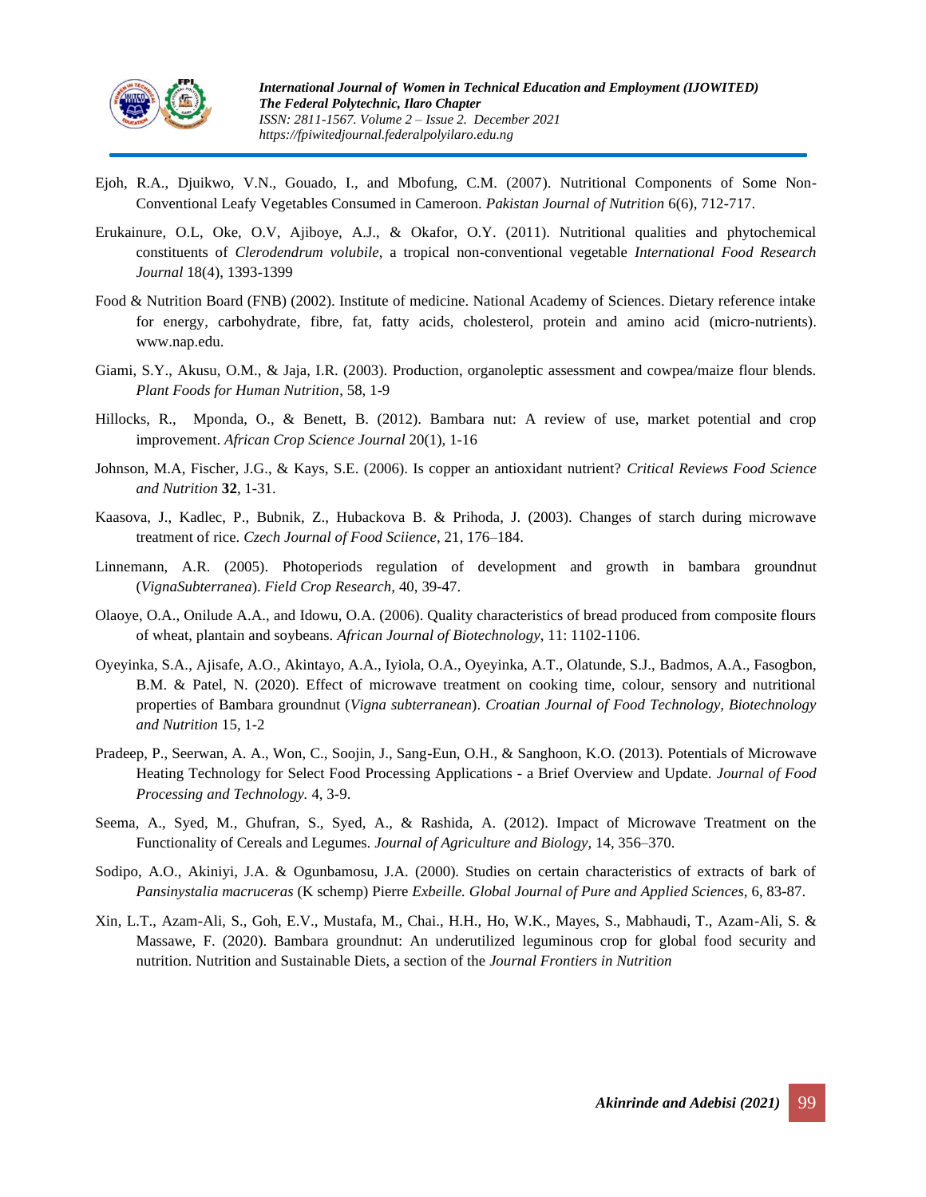Ejoh, R.A., Djuikwo, V.N., Gouado, I., and Mbofung, C.M. (2007). Nutritional Components of Some Non-Conventional Leafy Vegetables Consumed in Cameroon. *Pakistan Journal of Nutrition* 6(6), 712-717.

Erukainure, O.L, Oke, O.V, Ajiboye, A.J., & Okafor, O.Y. (2011). Nutritional qualities and phytochemical constituents of *Clerodendrum volubile*, a tropical non-conventional vegetable *International Food Research Journal* 18(4), 1393-1399

Food & Nutrition Board (FNB) (2002). Institute of medicine. National Academy of Sciences. Dietary reference intake for energy, carbohydrate, fibre, fat, fatty acids, cholesterol, protein and amino acid (micro-nutrients). www.nap.edu.

Giami, S.Y., Akusu, O.M., & Jaja, I.R. (2003). Production, organoleptic assessment and cowpea/maize flour blends. *Plant Foods for Human Nutrition*, 58, 1-9

Hillocks, R., Mponda, O., & Benett, B. (2012). Bambara nut: A review of use, market potential and crop improvement. *African Crop Science Journal* 20(1), 1-16

Johnson, M.A, Fischer, J.G., & Kays, S.E. (2006). Is copper an antioxidant nutrient? *Critical Reviews Food Science and Nutrition* **32**, 1-31.

Kaasova, J., Kadlec, P., Bubnik, Z., Hubackova B. & Prihoda, J. (2003). Changes of starch during microwave treatment of rice. *Czech Journal of Food Sciience,* 21, 176–184.

Linnemann, A.R. (2005). Photoperiods regulation of development and growth in bambara groundnut (*VignaSubterranea*). *Field Crop Research*, 40, 39-47.

Olaoye, O.A., Onilude A.A., and Idowu, O.A. (2006). Quality characteristics of bread produced from composite flours of wheat, plantain and soybeans. *African Journal of Biotechnology*, 11: 1102-1106.

Oyeyinka, S.A., Ajisafe, A.O., Akintayo, A.A., Iyiola, O.A., Oyeyinka, A.T., Olatunde, S.J., Badmos, A.A., Fasogbon, B.M. & Patel, N. (2020). Effect of microwave treatment on cooking time, colour, sensory and nutritional properties of Bambara groundnut (*Vigna subterranean*). *Croatian Journal of Food Technology, Biotechnology and Nutrition* 15, 1-2

Pradeep, P., Seerwan, A. A., Won, C., Soojin, J., Sang-Eun, O.H., & Sanghoon, K.O. (2013). Potentials of Microwave Heating Technology for Select Food Processing Applications - a Brief Overview and Update. *Journal of Food Processing and Technology.* 4, 3-9.

Seema, A., Syed, M., Ghufran, S., Syed, A., & Rashida, A. (2012). Impact of Microwave Treatment on the Functionality of Cereals and Legumes. *Journal of Agriculture and Biology*, 14, 356–370.

Sodipo, A.O., Akiniyi, J.A. & Ogunbamosu, J.A. (2000). Studies on certain characteristics of extracts of bark of *Pansinystalia macruceras* (K schemp) Pierre *Exbeille. Global Journal of Pure and Applied Sciences*, 6, 83-87.

Xin, L.T., Azam-Ali, S., Goh, E.V., Mustafa, M., Chai., H.H., Ho, W.K., Mayes, S., Mabhaudi, T., Azam-Ali, S. & Massawe, F. (2020). Bambara groundnut: An underutilized leguminous crop for global food security and nutrition. Nutrition and Sustainable Diets, a section of the *Journal Frontiers in Nutrition*